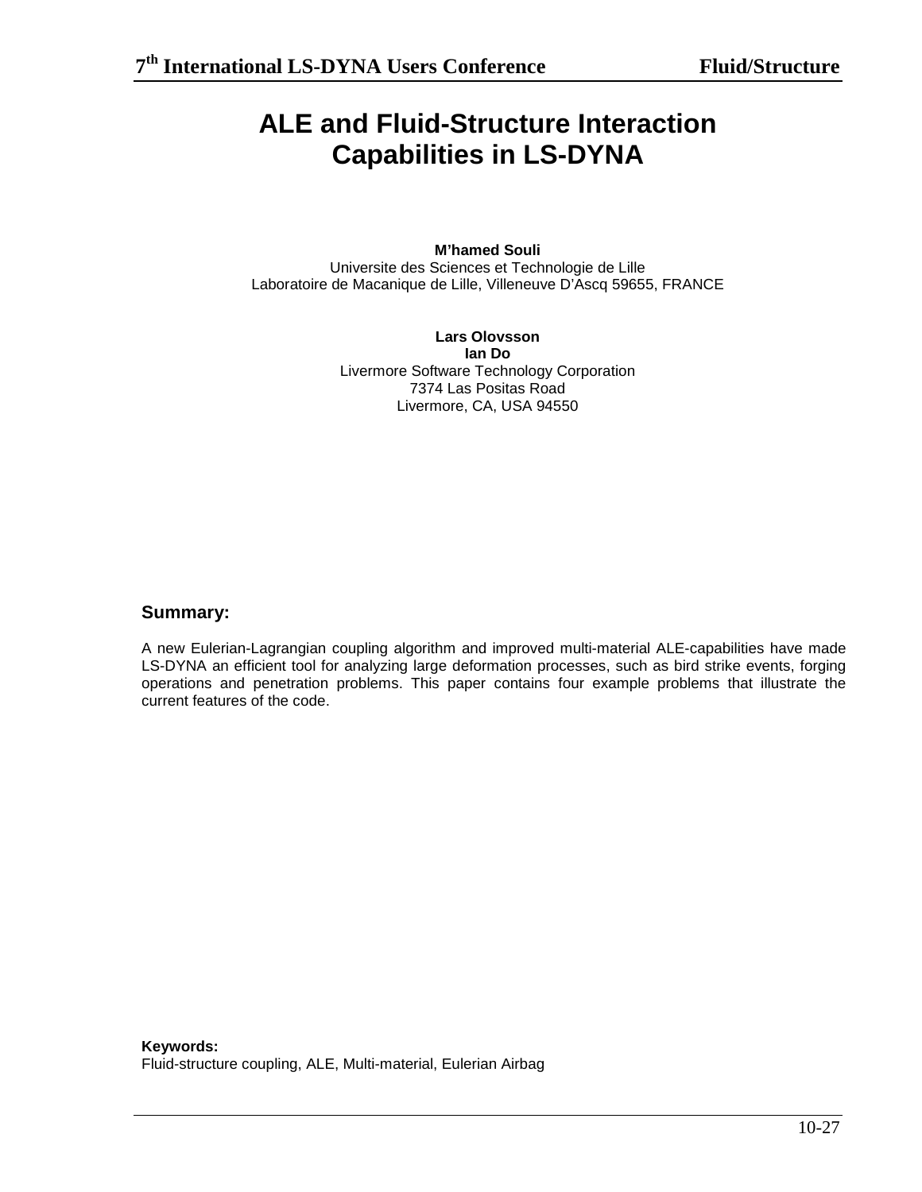# ALE and Fluid-Structure Interaction Capabilities in LS-DYNA

**M'hamed Souli**
Universite des Sciences et Technologie de Lille
Laboratoire de Macanique de Lille, Villeneuve D'Ascq 59655, FRANCE

**Lars Olovsson**
**Ian Do**
Livermore Software Technology Corporation
7374 Las Positas Road
Livermore, CA, USA 94550

## Summary:

A new Eulerian-Lagrangian coupling algorithm and improved multi-material ALE-capabilities have made LS-DYNA an efficient tool for analyzing large deformation processes, such as bird strike events, forging operations and penetration problems. This paper contains four example problems that illustrate the current features of the code.

**Keywords:**
Fluid-structure coupling, ALE, Multi-material, Eulerian Airbag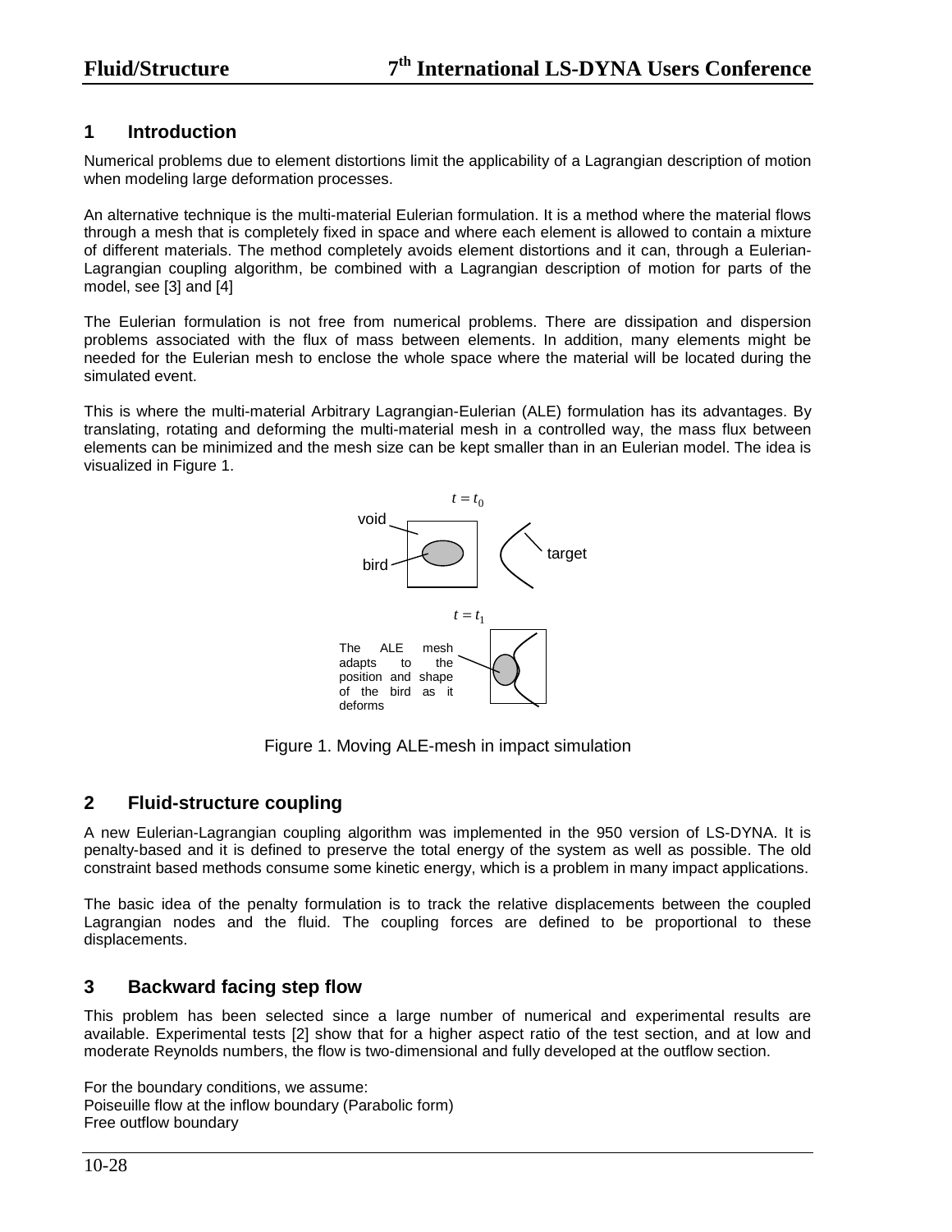## 1 Introduction

Numerical problems due to element distortions limit the applicability of a Lagrangian description of motion when modeling large deformation processes.

An alternative technique is the multi-material Eulerian formulation. It is a method where the material flows through a mesh that is completely fixed in space and where each element is allowed to contain a mixture of different materials. The method completely avoids element distortions and it can, through a Eulerian-Lagrangian coupling algorithm, be combined with a Lagrangian description of motion for parts of the model, see [3] and [4]

The Eulerian formulation is not free from numerical problems. There are dissipation and dispersion problems associated with the flux of mass between elements. In addition, many elements might be needed for the Eulerian mesh to enclose the whole space where the material will be located during the simulated event.

This is where the multi-material Arbitrary Lagrangian-Eulerian (ALE) formulation has its advantages. By translating, rotating and deforming the multi-material mesh in a controlled way, the mass flux between elements can be minimized and the mesh size can be kept smaller than in an Eulerian model. The idea is visualized in Figure 1.

Figure 1. Moving ALE-mesh in impact simulation

## 2 Fluid-structure coupling

A new Eulerian-Lagrangian coupling algorithm was implemented in the 950 version of LS-DYNA. It is penalty-based and it is defined to preserve the total energy of the system as well as possible. The old constraint based methods consume some kinetic energy, which is a problem in many impact applications.

The basic idea of the penalty formulation is to track the relative displacements between the coupled Lagrangian nodes and the fluid. The coupling forces are defined to be proportional to these displacements.

## 3 Backward facing step flow

This problem has been selected since a large number of numerical and experimental results are available. Experimental tests [2] show that for a higher aspect ratio of the test section, and at low and moderate Reynolds numbers, the flow is two-dimensional and fully developed at the outflow section.

For the boundary conditions, we assume:
Poiseuille flow at the inflow boundary (Parabolic form)
Free outflow boundary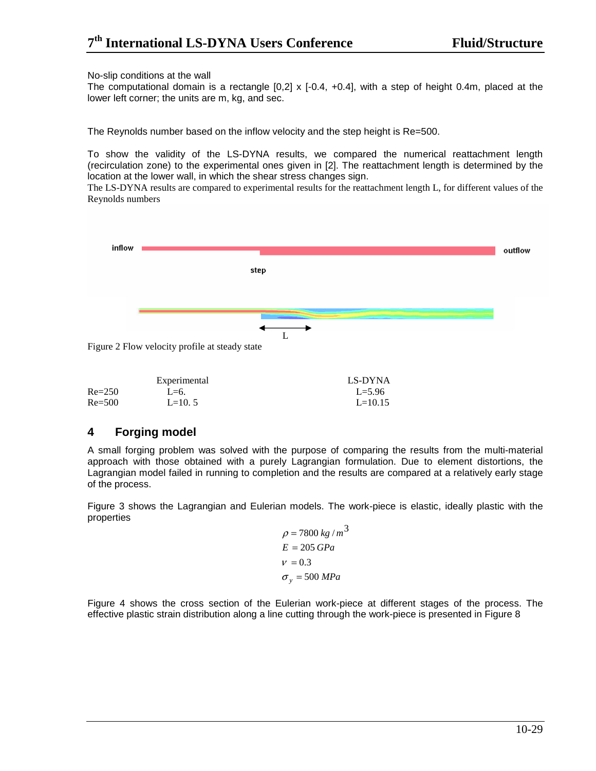No-slip conditions at the wall

The computational domain is a rectangle [0,2] x [-0.4, +0.4], with a step of height 0.4m, placed at the lower left corner; the units are m, kg, and sec.

The Reynolds number based on the inflow velocity and the step height is Re=500.

To show the validity of the LS-DYNA results, we compared the numerical reattachment length (recirculation zone) to the experimental ones given in [2]. The reattachment length is determined by the location at the lower wall, in which the shear stress changes sign.

The LS-DYNA results are compared to experimental results for the reattachment length L, for different values of the Reynolds numbers

Figure 2 Flow velocity profile at steady state

| | Experimental | LS-DYNA |
|---|---|---|
| Re=250 | L=6. | L=5.96 |
| Re=500 | L=10. 5 | L=10.15 |

## 4 Forging model

A small forging problem was solved with the purpose of comparing the results from the multi-material approach with those obtained with a purely Lagrangian formulation. Due to element distortions, the Lagrangian model failed in running to completion and the results are compared at a relatively early stage of the process.

Figure 3 shows the Lagrangian and Eulerian models. The work-piece is elastic, ideally plastic with the properties

$$\rho = 7800\ kg/m^3$$
$$E = 205\ GPa$$
$$\nu = 0.3$$
$$\sigma_y = 500\ MPa$$

Figure 4 shows the cross section of the Eulerian work-piece at different stages of the process. The effective plastic strain distribution along a line cutting through the work-piece is presented in Figure 8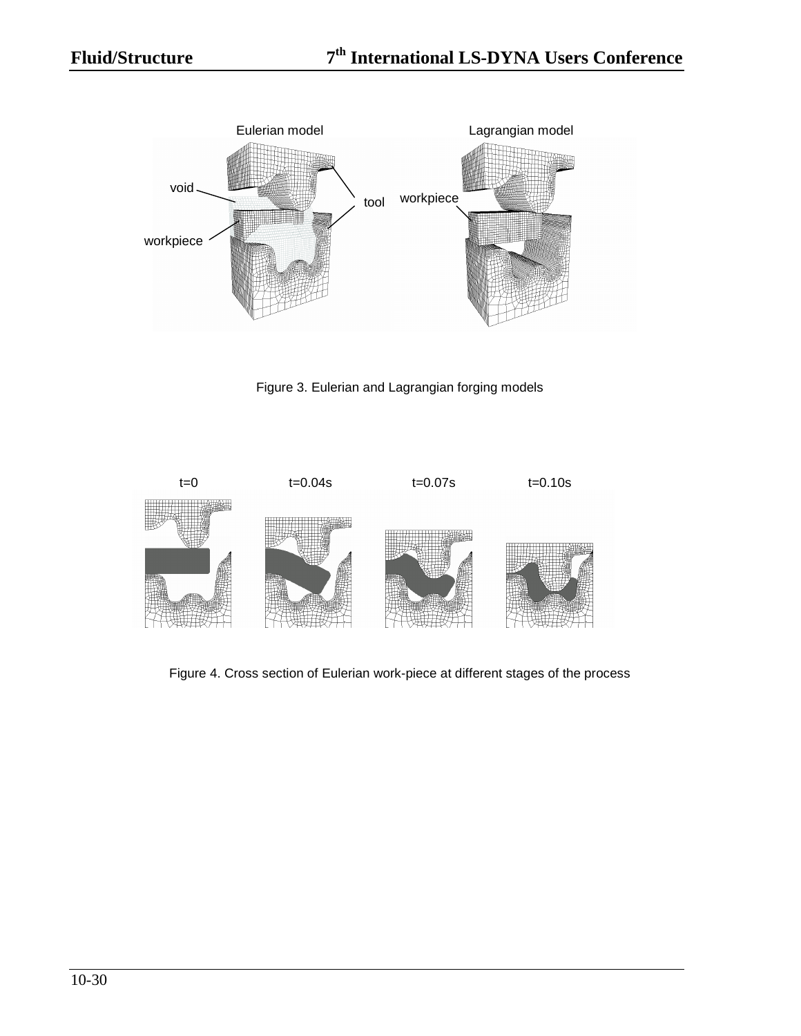Figure 3. Eulerian and Lagrangian forging models

Figure 4. Cross section of Eulerian work-piece at different stages of the process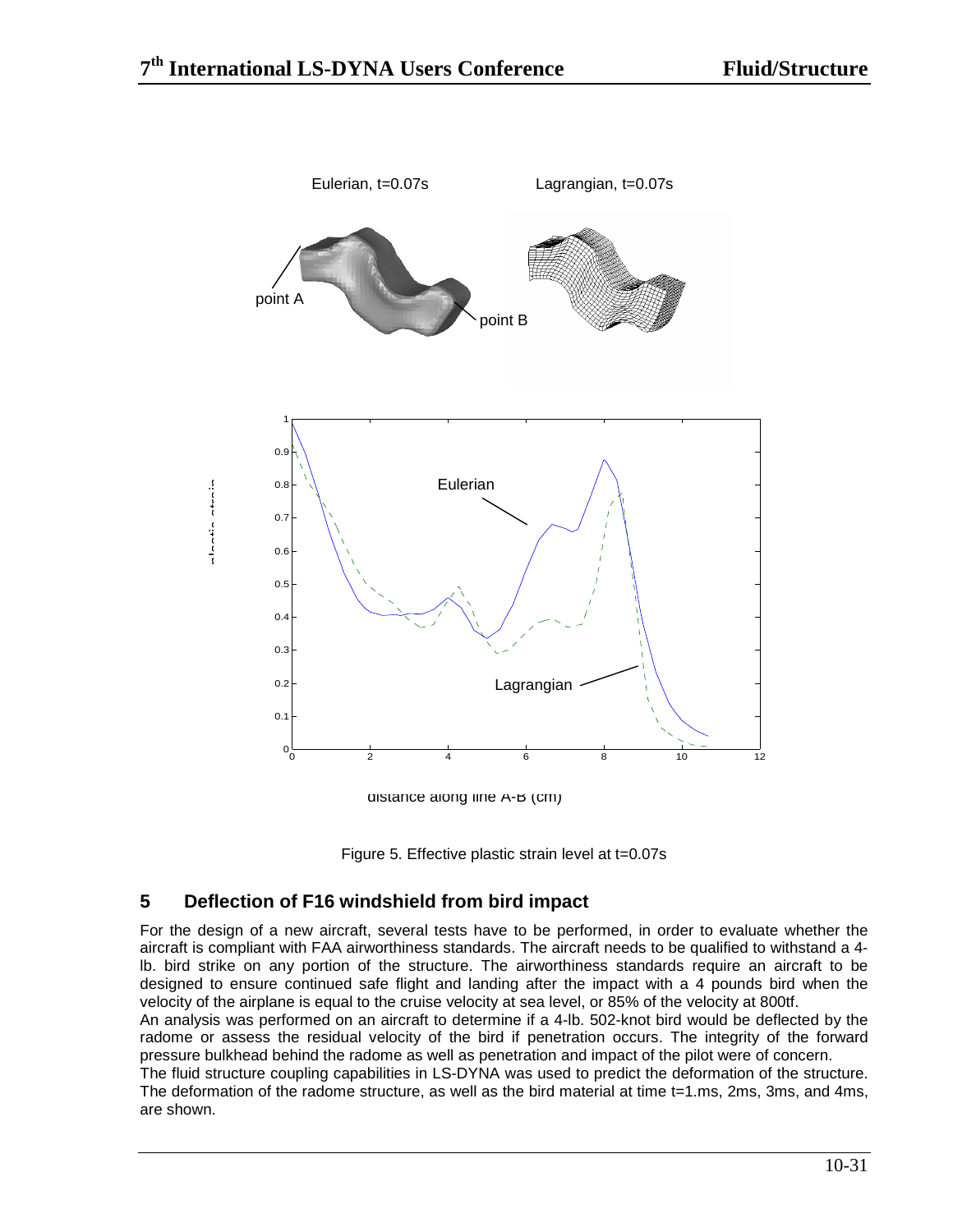Figure 5. Effective plastic strain level at t=0.07s

## 5 Deflection of F16 windshield from bird impact

For the design of a new aircraft, several tests have to be performed, in order to evaluate whether the aircraft is compliant with FAA airworthiness standards. The aircraft needs to be qualified to withstand a 4-lb. bird strike on any portion of the structure. The airworthiness standards require an aircraft to be designed to ensure continued safe flight and landing after the impact with a 4 pounds bird when the velocity of the airplane is equal to the cruise velocity at sea level, or 85% of the velocity at 800tf.

An analysis was performed on an aircraft to determine if a 4-lb. 502-knot bird would be deflected by the radome or assess the residual velocity of the bird if penetration occurs. The integrity of the forward pressure bulkhead behind the radome as well as penetration and impact of the pilot were of concern.

The fluid structure coupling capabilities in LS-DYNA was used to predict the deformation of the structure. The deformation of the radome structure, as well as the bird material at time t=1.ms, 2ms, 3ms, and 4ms, are shown.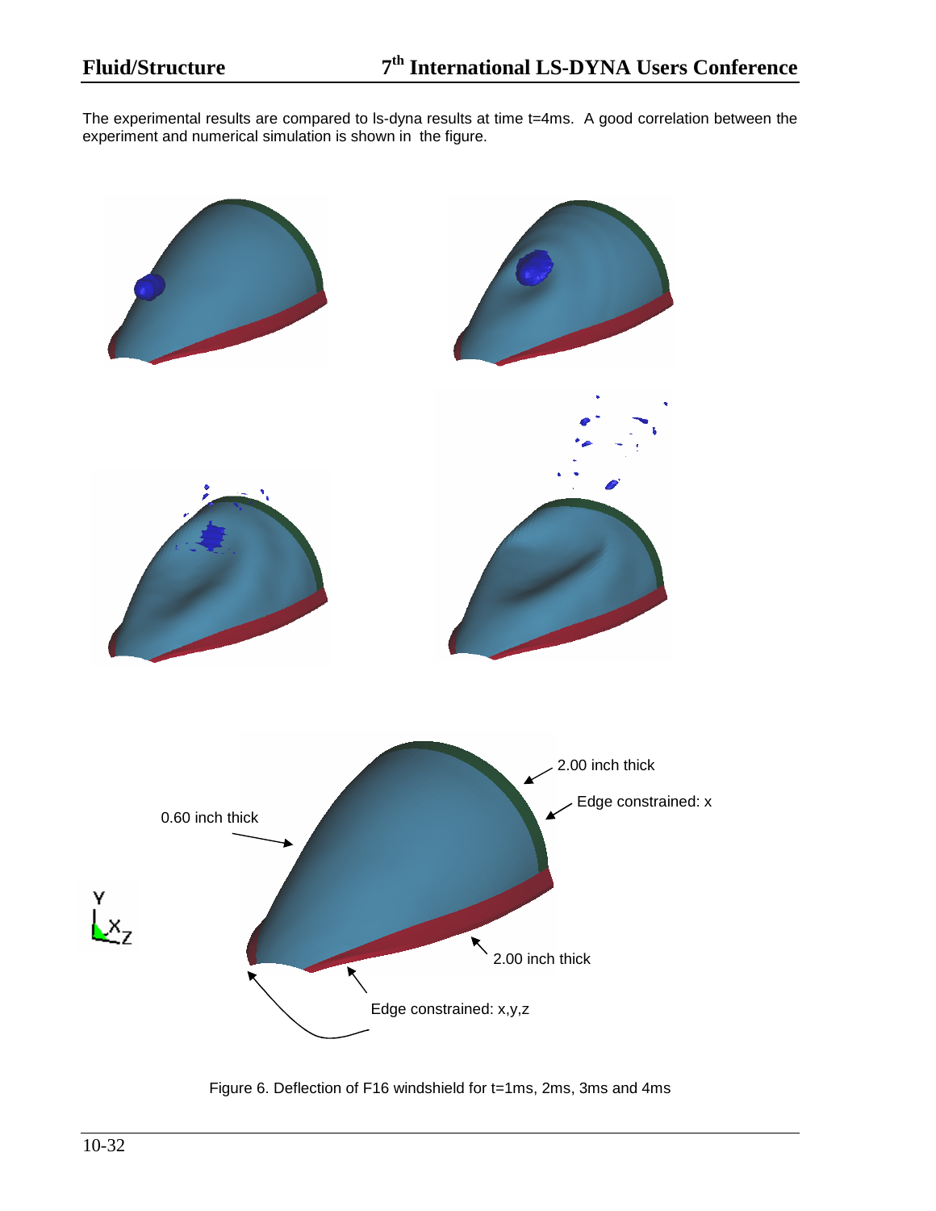The experimental results are compared to ls-dyna results at time t=4ms. A good correlation between the experiment and numerical simulation is shown in the figure.

Figure 6. Deflection of F16 windshield for t=1ms, 2ms, 3ms and 4ms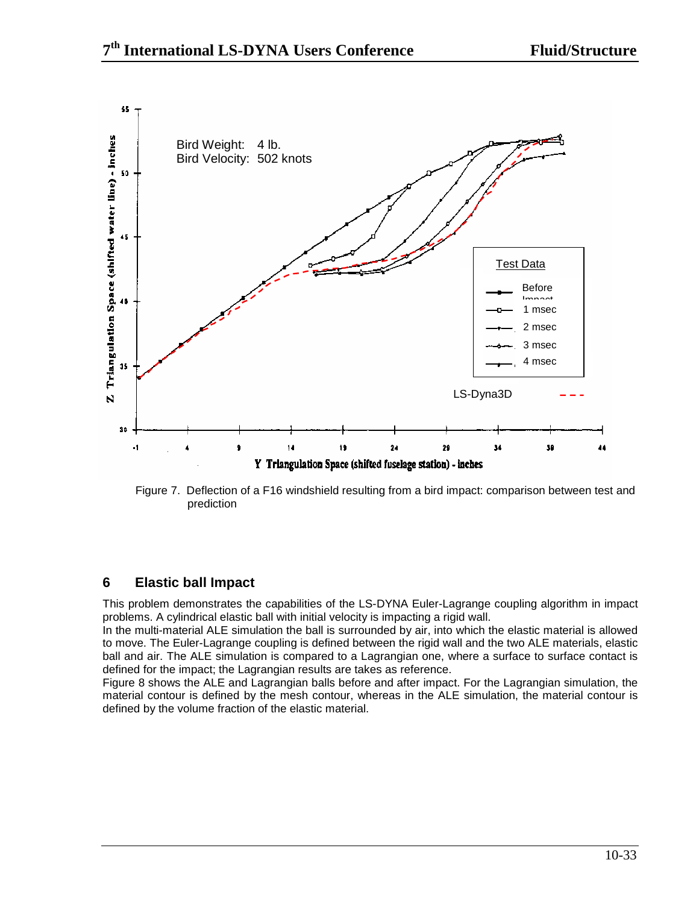Figure 7. Deflection of a F16 windshield resulting from a bird impact: comparison between test and prediction

## 6 Elastic ball Impact

This problem demonstrates the capabilities of the LS-DYNA Euler-Lagrange coupling algorithm in impact problems. A cylindrical elastic ball with initial velocity is impacting a rigid wall.

In the multi-material ALE simulation the ball is surrounded by air, into which the elastic material is allowed to move. The Euler-Lagrange coupling is defined between the rigid wall and the two ALE materials, elastic ball and air. The ALE simulation is compared to a Lagrangian one, where a surface to surface contact is defined for the impact; the Lagrangian results are takes as reference.

Figure 8 shows the ALE and Lagrangian balls before and after impact. For the Lagrangian simulation, the material contour is defined by the mesh contour, whereas in the ALE simulation, the material contour is defined by the volume fraction of the elastic material.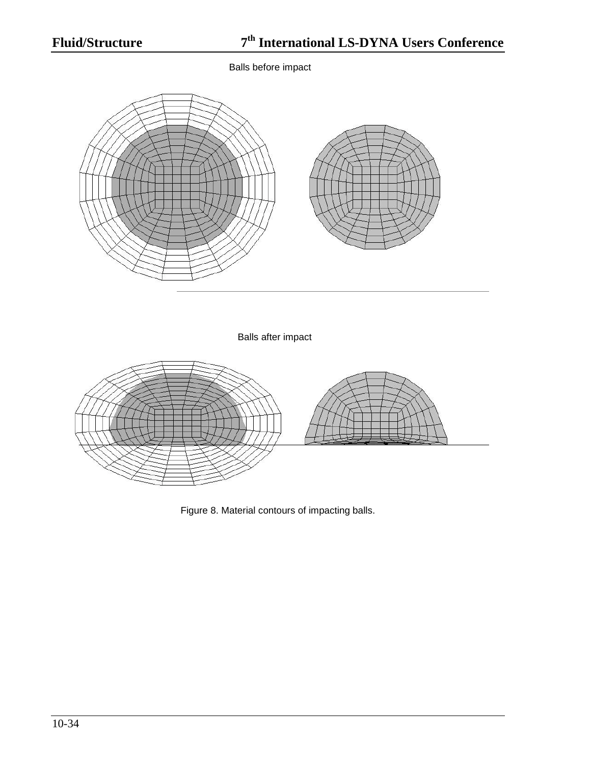Balls before impact

Balls after impact

Figure 8. Material contours of impacting balls.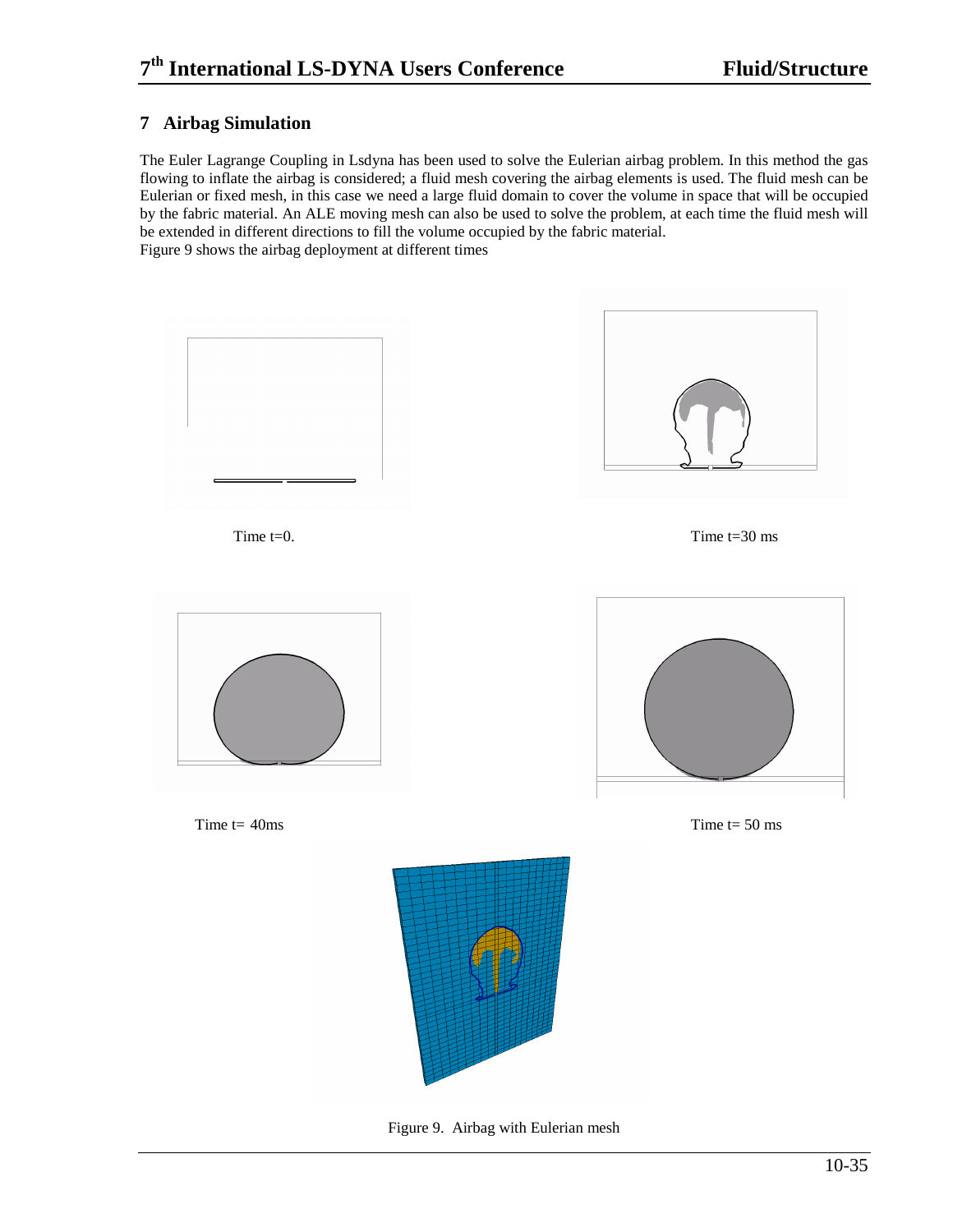## 7 Airbag Simulation

The Euler Lagrange Coupling in Lsdyna has been used to solve the Eulerian airbag problem. In this method the gas flowing to inflate the airbag is considered; a fluid mesh covering the airbag elements is used. The fluid mesh can be Eulerian or fixed mesh, in this case we need a large fluid domain to cover the volume in space that will be occupied by the fabric material. An ALE moving mesh can also be used to solve the problem, at each time the fluid mesh will be extended in different directions to fill the volume occupied by the fabric material.
Figure 9 shows the airbag deployment at different times

Time t=0.

Time t=30 ms

Time t= 40ms

Time t= 50 ms

Figure 9. Airbag with Eulerian mesh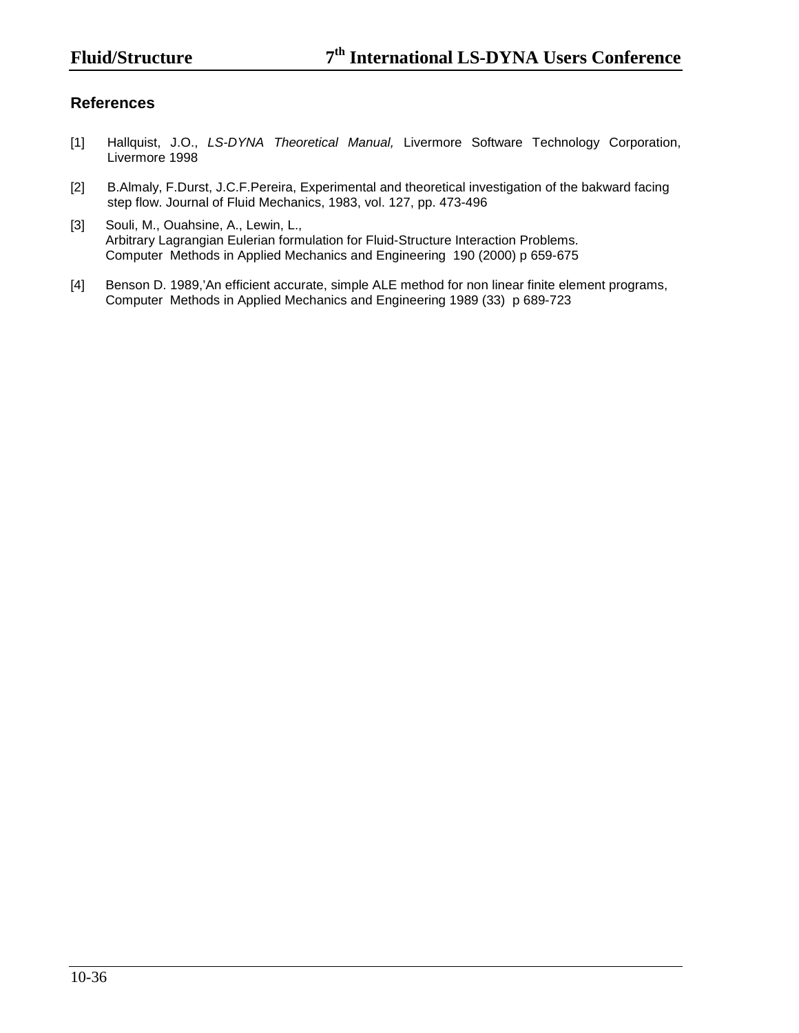## References

[1] Hallquist, J.O., *LS-DYNA Theoretical Manual,* Livermore Software Technology Corporation, Livermore 1998

[2] B.Almaly, F.Durst, J.C.F.Pereira, Experimental and theoretical investigation of the bakward facing step flow. Journal of Fluid Mechanics, 1983, vol. 127, pp. 473-496

[3] Souli, M., Ouahsine, A., Lewin, L., Arbitrary Lagrangian Eulerian formulation for Fluid-Structure Interaction Problems. Computer Methods in Applied Mechanics and Engineering 190 (2000) p 659-675

[4] Benson D. 1989,'An efficient accurate, simple ALE method for non linear finite element programs, Computer Methods in Applied Mechanics and Engineering 1989 (33) p 689-723